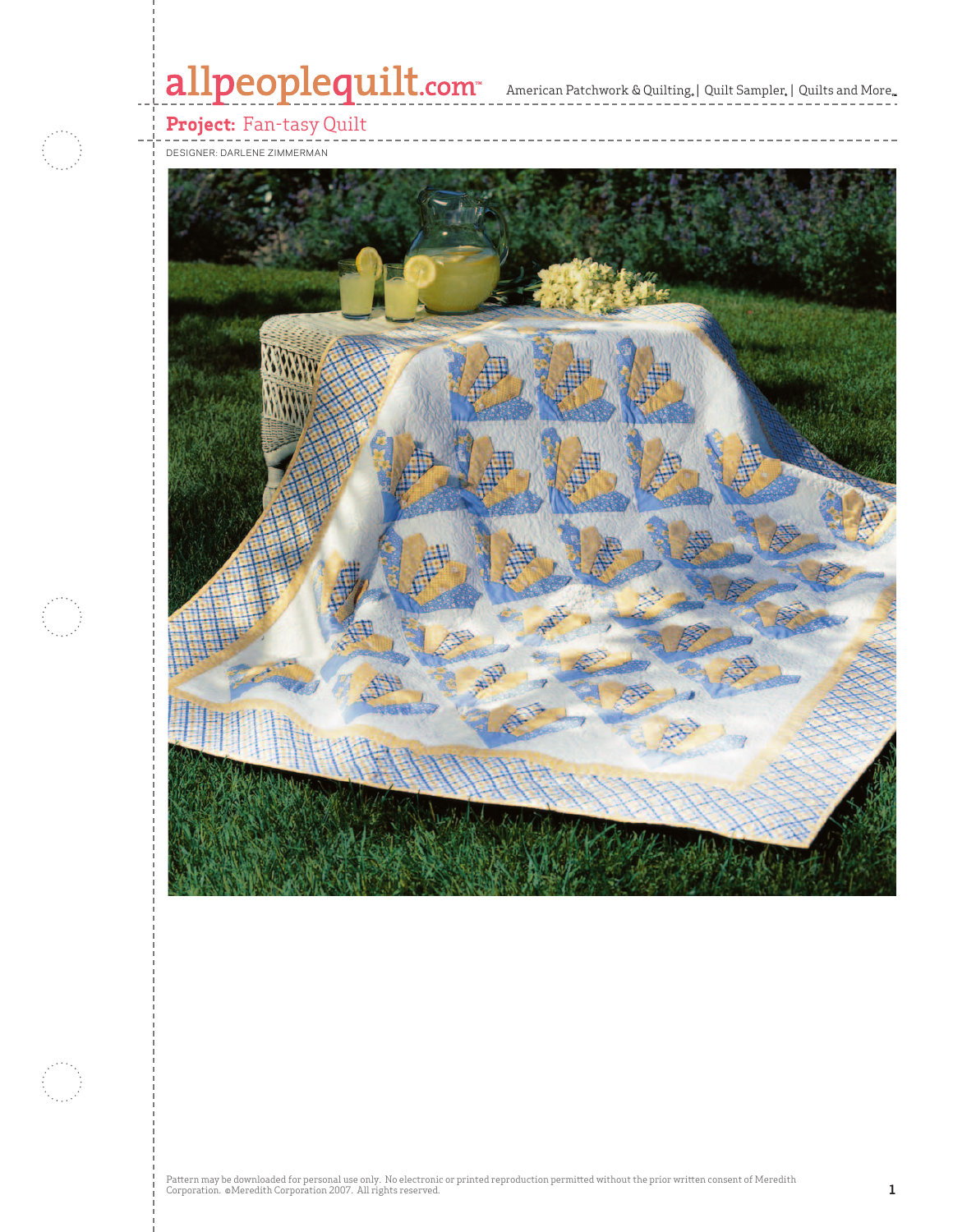allpeoplequilt.com™ American Patchwork & Quilting® | Quilt Sampler® | Quilts and More™

# Project: Fan-tasy Quilt

DESIGNER: DARLENE ZIMMERMAN

Pattern may be downloaded for personal use only. No electronic or printed reproduction permitted without the prior written consent of Meredith Corporation. ©Meredith Corporation 2007. All rights reserved.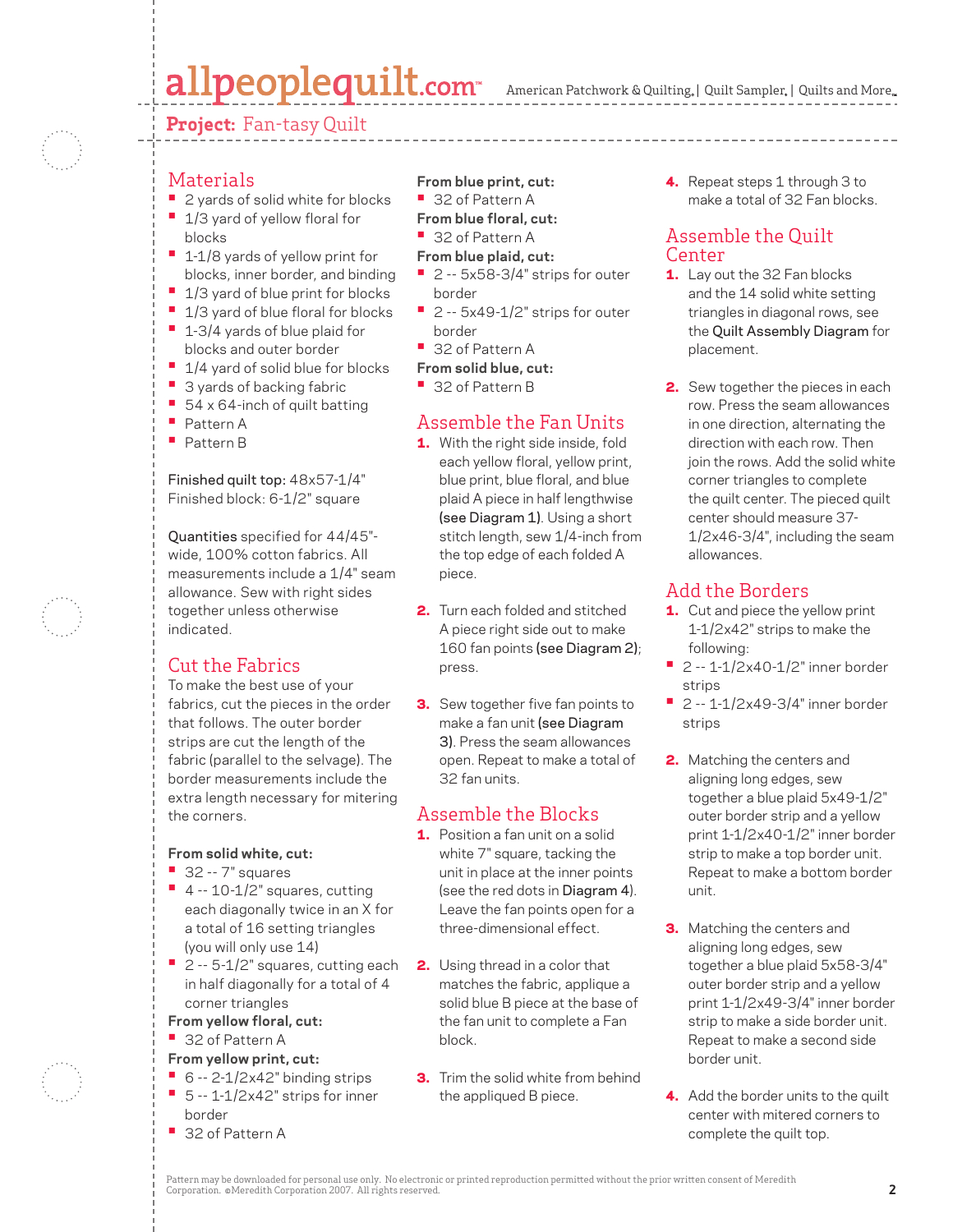## Project: Fan-tasy Quilt

### Materials

- 2 yards of solid white for blocks
- 1/3 yard of yellow floral for blocks
- 1-1/8 yards of yellow print for blocks, inner border, and binding
- 1/3 yard of blue print for blocks
- 1/3 yard of blue floral for blocks
- 1-3/4 yards of blue plaid for blocks and outer border
- 1/4 yard of solid blue for blocks
- 3 yards of backing fabric
- 54 x 64-inch of quilt batting
- Pattern A
- Pattern B

**Finished quilt top:** 48x57-1/4"
Finished block: 6-1/2" square

**Quantities** specified for 44/45"-wide, 100% cotton fabrics. All measurements include a 1/4" seam allowance. Sew with right sides together unless otherwise indicated.

### Cut the Fabrics

To make the best use of your fabrics, cut the pieces in the order that follows. The outer border strips are cut the length of the fabric (parallel to the selvage). The border measurements include the extra length necessary for mitering the corners.

**From solid white, cut:**
- 32 -- 7" squares
- 4 -- 10-1/2" squares, cutting each diagonally twice in an X for a total of 16 setting triangles (you will only use 14)
- 2 -- 5-1/2" squares, cutting each in half diagonally for a total of 4 corner triangles

**From yellow floral, cut:**
- 32 of Pattern A

**From yellow print, cut:**
- 6 -- 2-1/2x42" binding strips
- 5 -- 1-1/2x42" strips for inner border
- 32 of Pattern A

**From blue print, cut:**
- 32 of Pattern A

**From blue floral, cut:**
- 32 of Pattern A

**From blue plaid, cut:**
- 2 -- 5x58-3/4" strips for outer border
- 2 -- 5x49-1/2" strips for outer border
- 32 of Pattern A

**From solid blue, cut:**
- 32 of Pattern B

### Assemble the Fan Units

1. With the right side inside, fold each yellow floral, yellow print, blue print, blue floral, and blue plaid A piece in half lengthwise **(see Diagram 1)**. Using a short stitch length, sew 1/4-inch from the top edge of each folded A piece.
2. Turn each folded and stitched A piece right side out to make 160 fan points **(see Diagram 2)**; press.
3. Sew together five fan points to make a fan unit **(see Diagram 3)**. Press the seam allowances open. Repeat to make a total of 32 fan units.

### Assemble the Blocks

1. Position a fan unit on a solid white 7" square, tacking the unit in place at the inner points (see the red dots in **Diagram 4**). Leave the fan points open for a three-dimensional effect.
2. Using thread in a color that matches the fabric, applique a solid blue B piece at the base of the fan unit to complete a Fan block.
3. Trim the solid white from behind the appliqued B piece.
4. Repeat steps 1 through 3 to make a total of 32 Fan blocks.

### Assemble the Quilt Center

1. Lay out the 32 Fan blocks and the 14 solid white setting triangles in diagonal rows, see the **Quilt Assembly Diagram** for placement.
2. Sew together the pieces in each row. Press the seam allowances in one direction, alternating the direction with each row. Then join the rows. Add the solid white corner triangles to complete the quilt center. The pieced quilt center should measure 37-1/2x46-3/4", including the seam allowances.

### Add the Borders

1. Cut and piece the yellow print 1-1/2x42" strips to make the following:
   - 2 -- 1-1/2x40-1/2" inner border strips
   - 2 -- 1-1/2x49-3/4" inner border strips
2. Matching the centers and aligning long edges, sew together a blue plaid 5x49-1/2" outer border strip and a yellow print 1-1/2x40-1/2" inner border strip to make a top border unit. Repeat to make a bottom border unit.
3. Matching the centers and aligning long edges, sew together a blue plaid 5x58-3/4" outer border strip and a yellow print 1-1/2x49-3/4" inner border strip to make a side border unit. Repeat to make a second side border unit.
4. Add the border units to the quilt center with mitered corners to complete the quilt top.

Pattern may be downloaded for personal use only. No electronic or printed reproduction permitted without the prior written consent of Meredith Corporation. ©Meredith Corporation 2007. All rights reserved.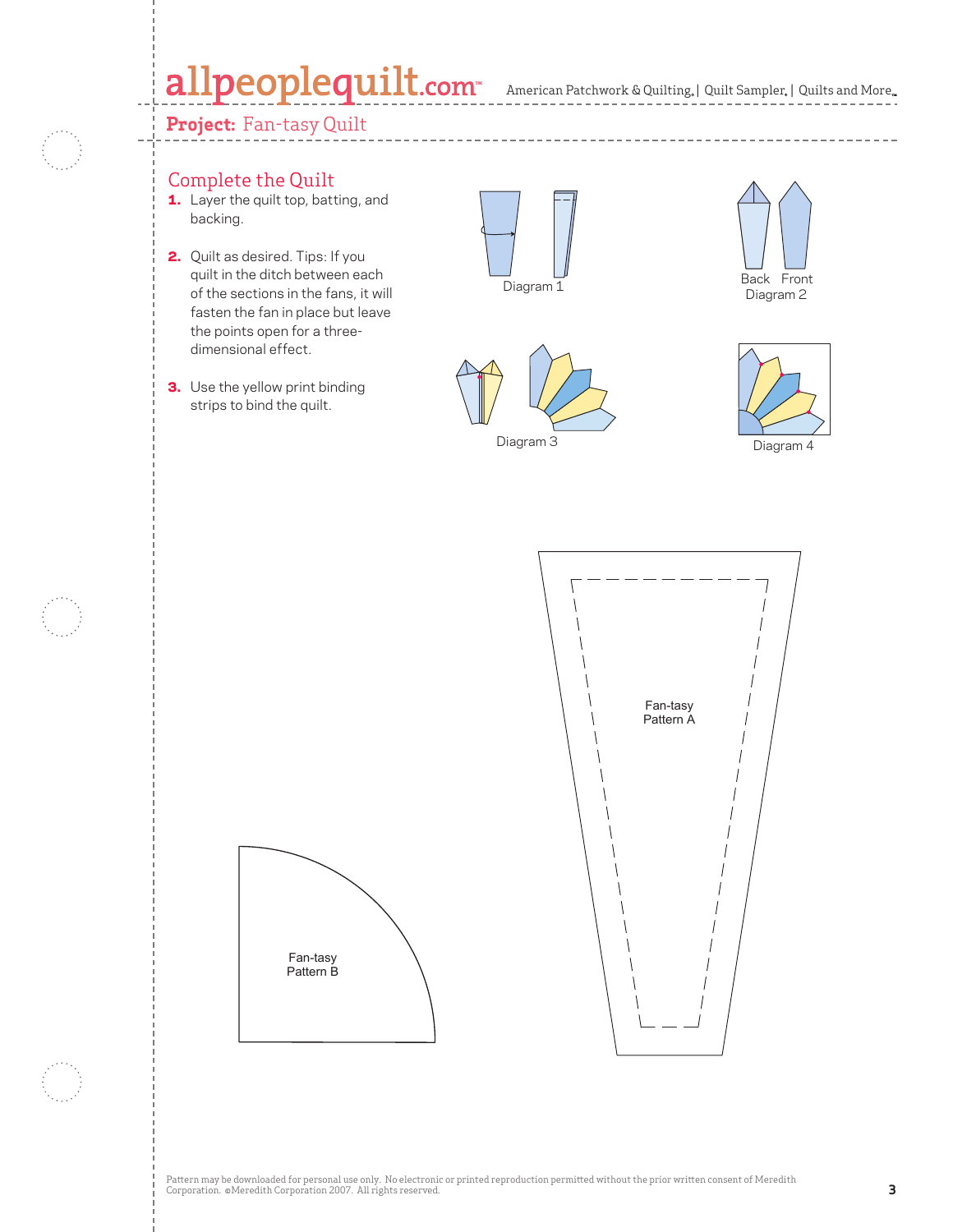## Complete the Quilt

1. Layer the quilt top, batting, and backing.
2. Quilt as desired. Tips: If you quilt in the ditch between each of the sections in the fans, it will fasten the fan in place but leave the points open for a three-dimensional effect.
3. Use the yellow print binding strips to bind the quilt.

Diagram 1

Back Front
Diagram 2

Diagram 3

Diagram 4

Fan-tasy Pattern A

Fan-tasy Pattern B

Pattern may be downloaded for personal use only. No electronic or printed reproduction permitted without the prior written consent of Meredith Corporation. ©Meredith Corporation 2007. All rights reserved.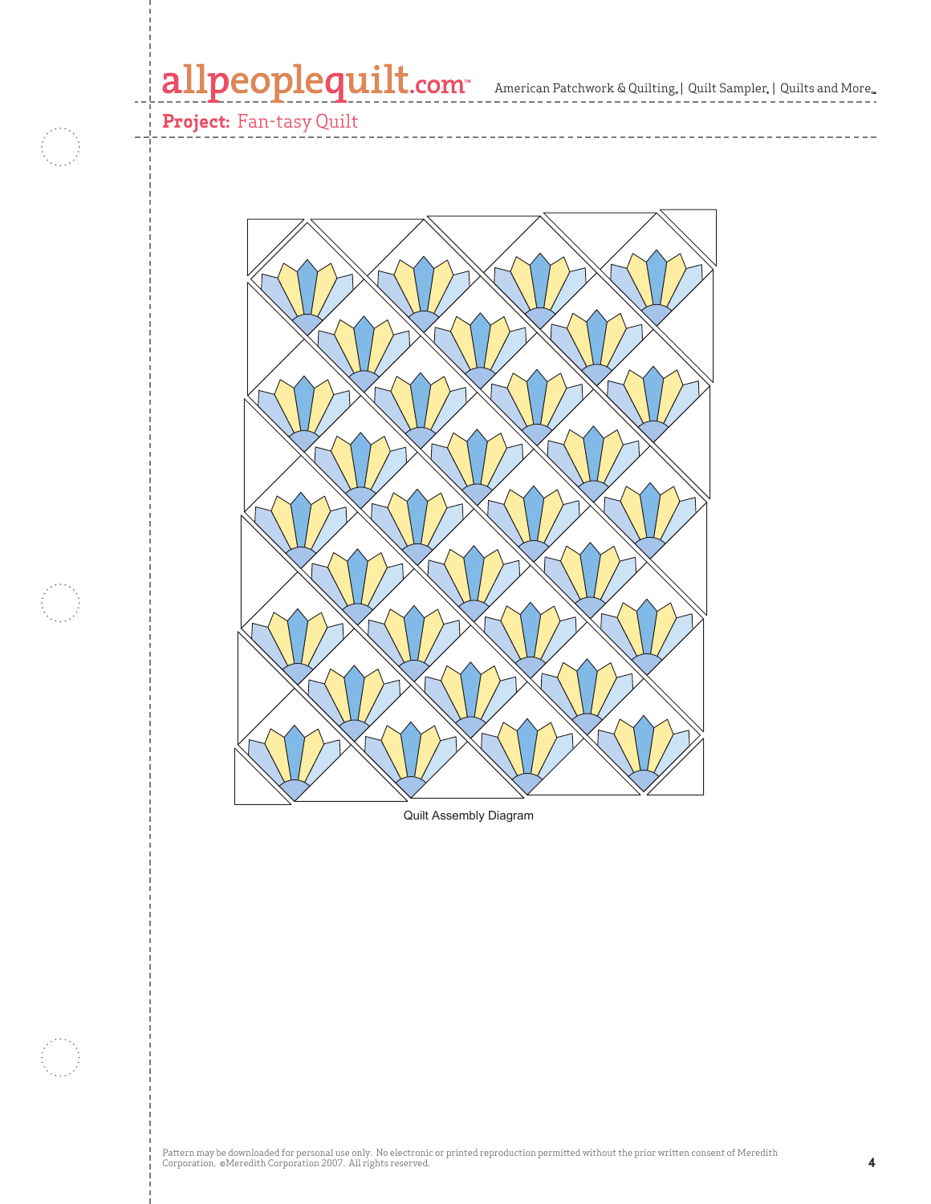Quilt Assembly Diagram

Pattern may be downloaded for personal use only. No electronic or printed reproduction permitted without the prior written consent of Meredith Corporation. ©Meredith Corporation 2007. All rights reserved.